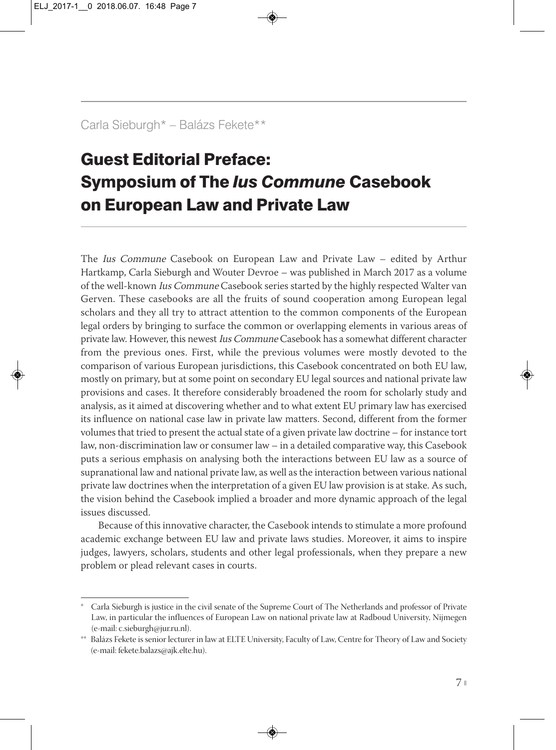Carla Sieburgh* – Balázs Fekete**

# Guest Editorial Preface: Symposium of The *Ius Commune* Casebook on European Law and Private Law

The *Ius Commune* Casebook on European Law and Private Law – edited by Arthur Hartkamp, Carla Sieburgh and Wouter Devroe – was published in March 2017 as a volume of the well-known *Ius Commune* Casebook series started by the highly respected Walter van Gerven. These casebooks are all the fruits of sound cooperation among European legal scholars and they all try to attract attention to the common components of the European legal orders by bringing to surface the common or overlapping elements in various areas of private law. However, this newest *Ius Commune* Casebook has a somewhat different character from the previous ones. First, while the previous volumes were mostly devoted to the comparison of various European jurisdictions, this Casebook concentrated on both EU law, mostly on primary, but at some point on secondary EU legal sources and national private law provisions and cases. It therefore considerably broadened the room for scholarly study and analysis, as it aimed at discovering whether and to what extent EU primary law has exercised its influence on national case law in private law matters. Second, different from the former volumes that tried to present the actual state of a given private law doctrine – for instance tort law, non-discrimination law or consumer law – in a detailed comparative way, this Casebook puts a serious emphasis on analysing both the interactions between EU law as a source of supranational law and national private law, as well as the interaction between various national private law doctrines when the interpretation of a given EU law provision is at stake. As such, the vision behind the Casebook implied a broader and more dynamic approach of the legal issues discussed.

Because of this innovative character, the Casebook intends to stimulate a more profound academic exchange between EU law and private laws studies. Moreover, it aims to inspire judges, lawyers, scholars, students and other legal professionals, when they prepare a new problem or plead relevant cases in courts.

---

\* Carla Sieburgh is justice in the civil senate of the Supreme Court of The Netherlands and professor of Private Law, in particular the influences of European Law on national private law at Radboud University, Nijmegen (e-mail: c.sieburgh@jur.ru.nl).

\*\* Balázs Fekete is senior lecturer in law at ELTE University, Faculty of Law, Centre for Theory of Law and Society (e-mail: fekete.balazs@ajk.elte.hu).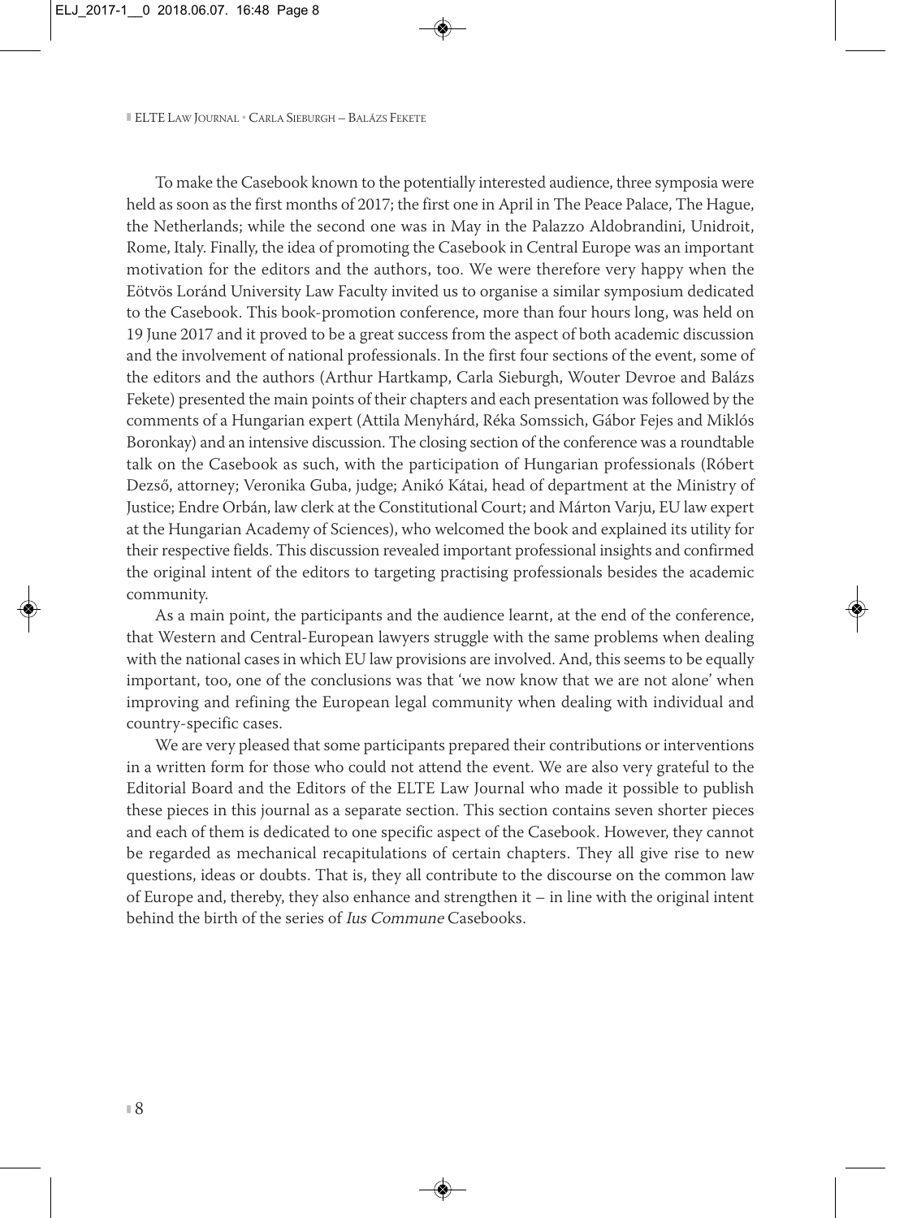To make the Casebook known to the potentially interested audience, three symposia were held as soon as the first months of 2017; the first one in April in The Peace Palace, The Hague, the Netherlands; while the second one was in May in the Palazzo Aldobrandini, Unidroit, Rome, Italy. Finally, the idea of promoting the Casebook in Central Europe was an important motivation for the editors and the authors, too. We were therefore very happy when the Eötvös Loránd University Law Faculty invited us to organise a similar symposium dedicated to the Casebook. This book-promotion conference, more than four hours long, was held on 19 June 2017 and it proved to be a great success from the aspect of both academic discussion and the involvement of national professionals. In the first four sections of the event, some of the editors and the authors (Arthur Hartkamp, Carla Sieburgh, Wouter Devroe and Balázs Fekete) presented the main points of their chapters and each presentation was followed by the comments of a Hungarian expert (Attila Menyhárd, Réka Somssich, Gábor Fejes and Miklós Boronkay) and an intensive discussion. The closing section of the conference was a roundtable talk on the Casebook as such, with the participation of Hungarian professionals (Róbert Dezső, attorney; Veronika Guba, judge; Anikó Kátai, head of department at the Ministry of Justice; Endre Orbán, law clerk at the Constitutional Court; and Márton Varju, EU law expert at the Hungarian Academy of Sciences), who welcomed the book and explained its utility for their respective fields. This discussion revealed important professional insights and confirmed the original intent of the editors to targeting practising professionals besides the academic community.

As a main point, the participants and the audience learnt, at the end of the conference, that Western and Central-European lawyers struggle with the same problems when dealing with the national cases in which EU law provisions are involved. And, this seems to be equally important, too, one of the conclusions was that 'we now know that we are not alone' when improving and refining the European legal community when dealing with individual and country-specific cases.

We are very pleased that some participants prepared their contributions or interventions in a written form for those who could not attend the event. We are also very grateful to the Editorial Board and the Editors of the ELTE Law Journal who made it possible to publish these pieces in this journal as a separate section. This section contains seven shorter pieces and each of them is dedicated to one specific aspect of the Casebook. However, they cannot be regarded as mechanical recapitulations of certain chapters. They all give rise to new questions, ideas or doubts. That is, they all contribute to the discourse on the common law of Europe and, thereby, they also enhance and strengthen it – in line with the original intent behind the birth of the series of *Ius Commune* Casebooks.